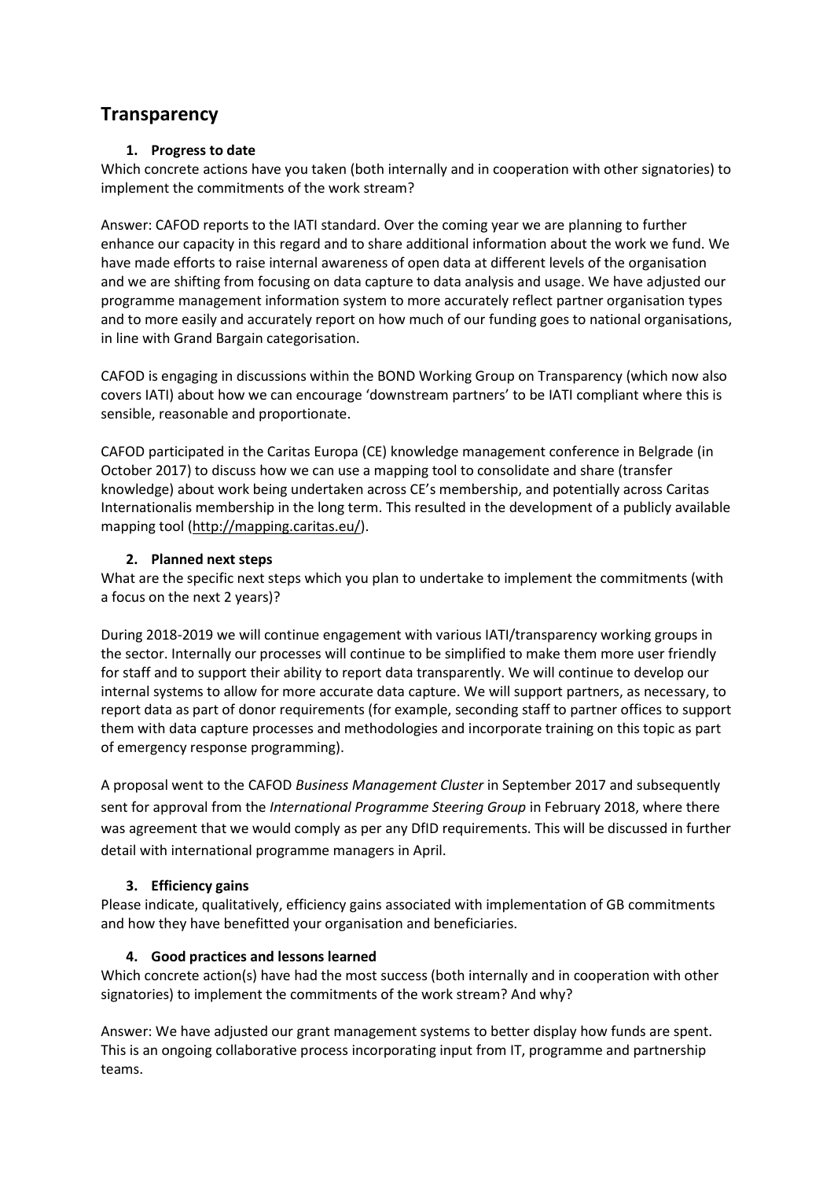# Transparency

### 1. Progress to date

Which concrete actions have you taken (both internally and in cooperation with other signatories) to implement the commitments of the work stream?

Answer: CAFOD reports to the IATI standard. Over the coming year we are planning to further enhance our capacity in this regard and to share additional information about the work we fund. We have made efforts to raise internal awareness of open data at different levels of the organisation and we are shifting from focusing on data capture to data analysis and usage. We have adjusted our programme management information system to more accurately reflect partner organisation types and to more easily and accurately report on how much of our funding goes to national organisations, in line with Grand Bargain categorisation.

CAFOD is engaging in discussions within the BOND Working Group on Transparency (which now also covers IATI) about how we can encourage 'downstream partners' to be IATI compliant where this is sensible, reasonable and proportionate.

CAFOD participated in the Caritas Europa (CE) knowledge management conference in Belgrade (in October 2017) to discuss how we can use a mapping tool to consolidate and share (transfer knowledge) about work being undertaken across CE's membership, and potentially across Caritas Internationalis membership in the long term. This resulted in the development of a publicly available mapping tool (http://mapping.caritas.eu/).

### 2. Planned next steps

What are the specific next steps which you plan to undertake to implement the commitments (with a focus on the next 2 years)?

During 2018-2019 we will continue engagement with various IATI/transparency working groups in the sector. Internally our processes will continue to be simplified to make them more user friendly for staff and to support their ability to report data transparently. We will continue to develop our internal systems to allow for more accurate data capture. We will support partners, as necessary, to report data as part of donor requirements (for example, seconding staff to partner offices to support them with data capture processes and methodologies and incorporate training on this topic as part of emergency response programming).

A proposal went to the CAFOD *Business Management Cluster* in September 2017 and subsequently sent for approval from the *International Programme Steering Group* in February 2018, where there was agreement that we would comply as per any DfID requirements. This will be discussed in further detail with international programme managers in April.

### 3. Efficiency gains

Please indicate, qualitatively, efficiency gains associated with implementation of GB commitments and how they have benefitted your organisation and beneficiaries.

### 4. Good practices and lessons learned

Which concrete action(s) have had the most success (both internally and in cooperation with other signatories) to implement the commitments of the work stream? And why?

Answer: We have adjusted our grant management systems to better display how funds are spent. This is an ongoing collaborative process incorporating input from IT, programme and partnership teams.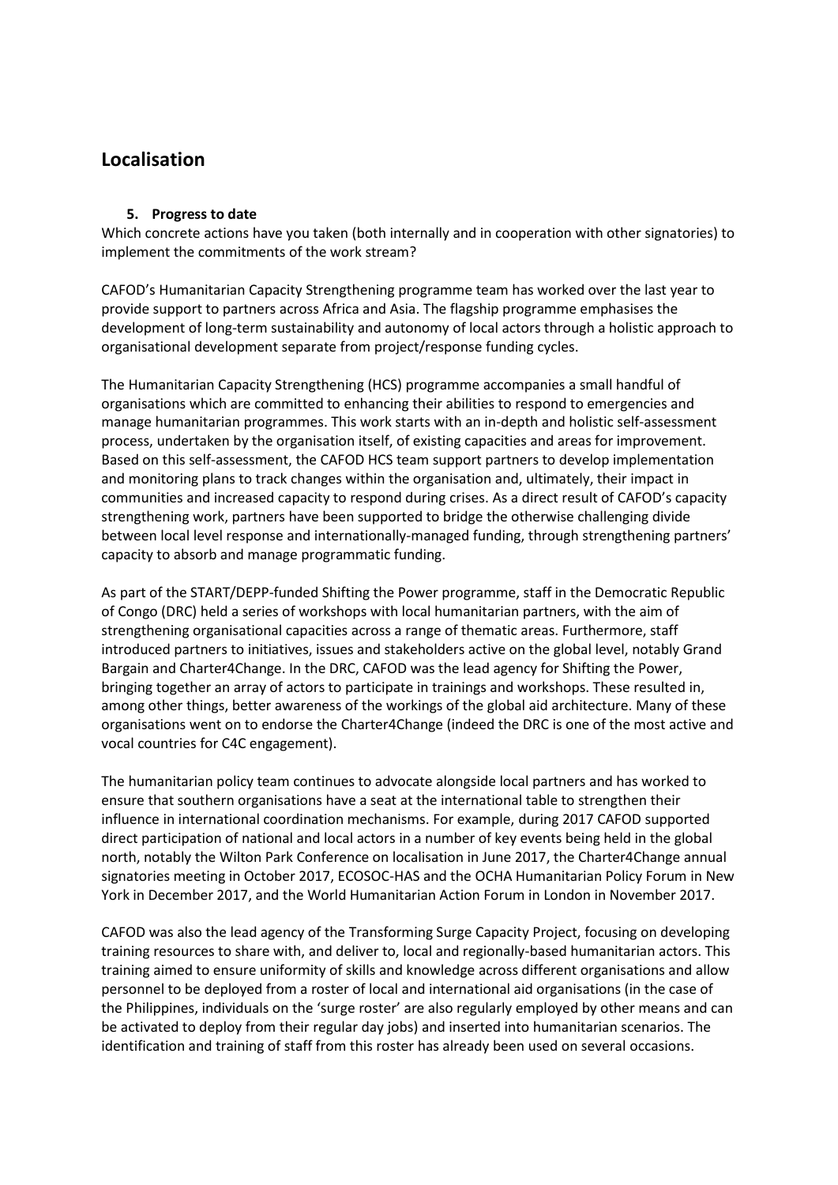# Localisation

### 5. Progress to date

Which concrete actions have you taken (both internally and in cooperation with other signatories) to implement the commitments of the work stream?

CAFOD's Humanitarian Capacity Strengthening programme team has worked over the last year to provide support to partners across Africa and Asia. The flagship programme emphasises the development of long-term sustainability and autonomy of local actors through a holistic approach to organisational development separate from project/response funding cycles.

The Humanitarian Capacity Strengthening (HCS) programme accompanies a small handful of organisations which are committed to enhancing their abilities to respond to emergencies and manage humanitarian programmes. This work starts with an in-depth and holistic self-assessment process, undertaken by the organisation itself, of existing capacities and areas for improvement. Based on this self-assessment, the CAFOD HCS team support partners to develop implementation and monitoring plans to track changes within the organisation and, ultimately, their impact in communities and increased capacity to respond during crises. As a direct result of CAFOD's capacity strengthening work, partners have been supported to bridge the otherwise challenging divide between local level response and internationally-managed funding, through strengthening partners' capacity to absorb and manage programmatic funding.

As part of the START/DEPP-funded Shifting the Power programme, staff in the Democratic Republic of Congo (DRC) held a series of workshops with local humanitarian partners, with the aim of strengthening organisational capacities across a range of thematic areas. Furthermore, staff introduced partners to initiatives, issues and stakeholders active on the global level, notably Grand Bargain and Charter4Change. In the DRC, CAFOD was the lead agency for Shifting the Power, bringing together an array of actors to participate in trainings and workshops. These resulted in, among other things, better awareness of the workings of the global aid architecture. Many of these organisations went on to endorse the Charter4Change (indeed the DRC is one of the most active and vocal countries for C4C engagement).

The humanitarian policy team continues to advocate alongside local partners and has worked to ensure that southern organisations have a seat at the international table to strengthen their influence in international coordination mechanisms. For example, during 2017 CAFOD supported direct participation of national and local actors in a number of key events being held in the global north, notably the Wilton Park Conference on localisation in June 2017, the Charter4Change annual signatories meeting in October 2017, ECOSOC-HAS and the OCHA Humanitarian Policy Forum in New York in December 2017, and the World Humanitarian Action Forum in London in November 2017.

CAFOD was also the lead agency of the Transforming Surge Capacity Project, focusing on developing training resources to share with, and deliver to, local and regionally-based humanitarian actors. This training aimed to ensure uniformity of skills and knowledge across different organisations and allow personnel to be deployed from a roster of local and international aid organisations (in the case of the Philippines, individuals on the 'surge roster' are also regularly employed by other means and can be activated to deploy from their regular day jobs) and inserted into humanitarian scenarios. The identification and training of staff from this roster has already been used on several occasions.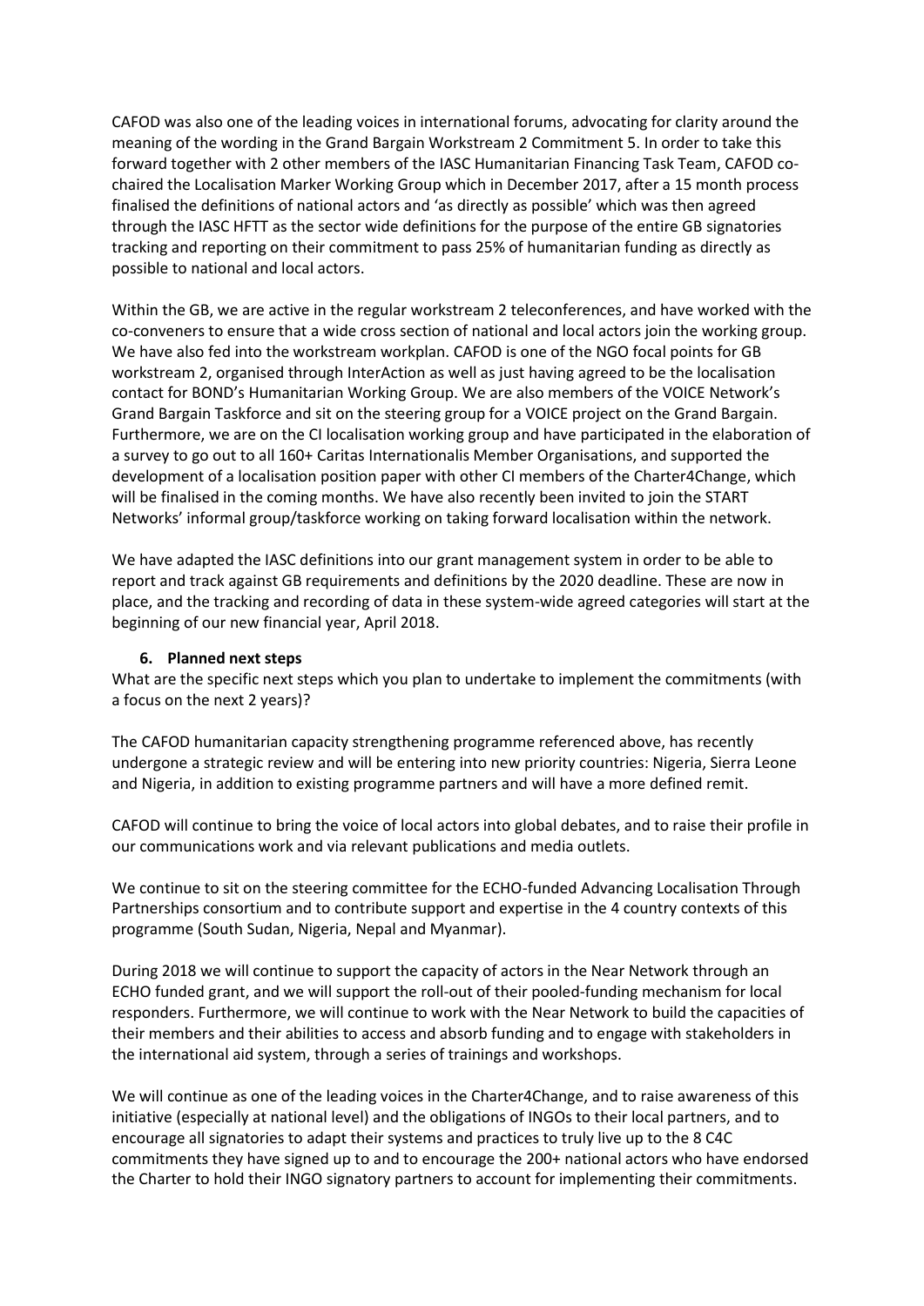CAFOD was also one of the leading voices in international forums, advocating for clarity around the meaning of the wording in the Grand Bargain Workstream 2 Commitment 5. In order to take this forward together with 2 other members of the IASC Humanitarian Financing Task Team, CAFOD co-chaired the Localisation Marker Working Group which in December 2017, after a 15 month process finalised the definitions of national actors and 'as directly as possible' which was then agreed through the IASC HFTT as the sector wide definitions for the purpose of the entire GB signatories tracking and reporting on their commitment to pass 25% of humanitarian funding as directly as possible to national and local actors.

Within the GB, we are active in the regular workstream 2 teleconferences, and have worked with the co-conveners to ensure that a wide cross section of national and local actors join the working group. We have also fed into the workstream workplan. CAFOD is one of the NGO focal points for GB workstream 2, organised through InterAction as well as just having agreed to be the localisation contact for BOND's Humanitarian Working Group. We are also members of the VOICE Network's Grand Bargain Taskforce and sit on the steering group for a VOICE project on the Grand Bargain. Furthermore, we are on the CI localisation working group and have participated in the elaboration of a survey to go out to all 160+ Caritas Internationalis Member Organisations, and supported the development of a localisation position paper with other CI members of the Charter4Change, which will be finalised in the coming months. We have also recently been invited to join the START Networks' informal group/taskforce working on taking forward localisation within the network.

We have adapted the IASC definitions into our grant management system in order to be able to report and track against GB requirements and definitions by the 2020 deadline. These are now in place, and the tracking and recording of data in these system-wide agreed categories will start at the beginning of our new financial year, April 2018.

## 6. Planned next steps

What are the specific next steps which you plan to undertake to implement the commitments (with a focus on the next 2 years)?

The CAFOD humanitarian capacity strengthening programme referenced above, has recently undergone a strategic review and will be entering into new priority countries: Nigeria, Sierra Leone and Nigeria, in addition to existing programme partners and will have a more defined remit.

CAFOD will continue to bring the voice of local actors into global debates, and to raise their profile in our communications work and via relevant publications and media outlets.

We continue to sit on the steering committee for the ECHO-funded Advancing Localisation Through Partnerships consortium and to contribute support and expertise in the 4 country contexts of this programme (South Sudan, Nigeria, Nepal and Myanmar).

During 2018 we will continue to support the capacity of actors in the Near Network through an ECHO funded grant, and we will support the roll-out of their pooled-funding mechanism for local responders. Furthermore, we will continue to work with the Near Network to build the capacities of their members and their abilities to access and absorb funding and to engage with stakeholders in the international aid system, through a series of trainings and workshops.

We will continue as one of the leading voices in the Charter4Change, and to raise awareness of this initiative (especially at national level) and the obligations of INGOs to their local partners, and to encourage all signatories to adapt their systems and practices to truly live up to the 8 C4C commitments they have signed up to and to encourage the 200+ national actors who have endorsed the Charter to hold their INGO signatory partners to account for implementing their commitments.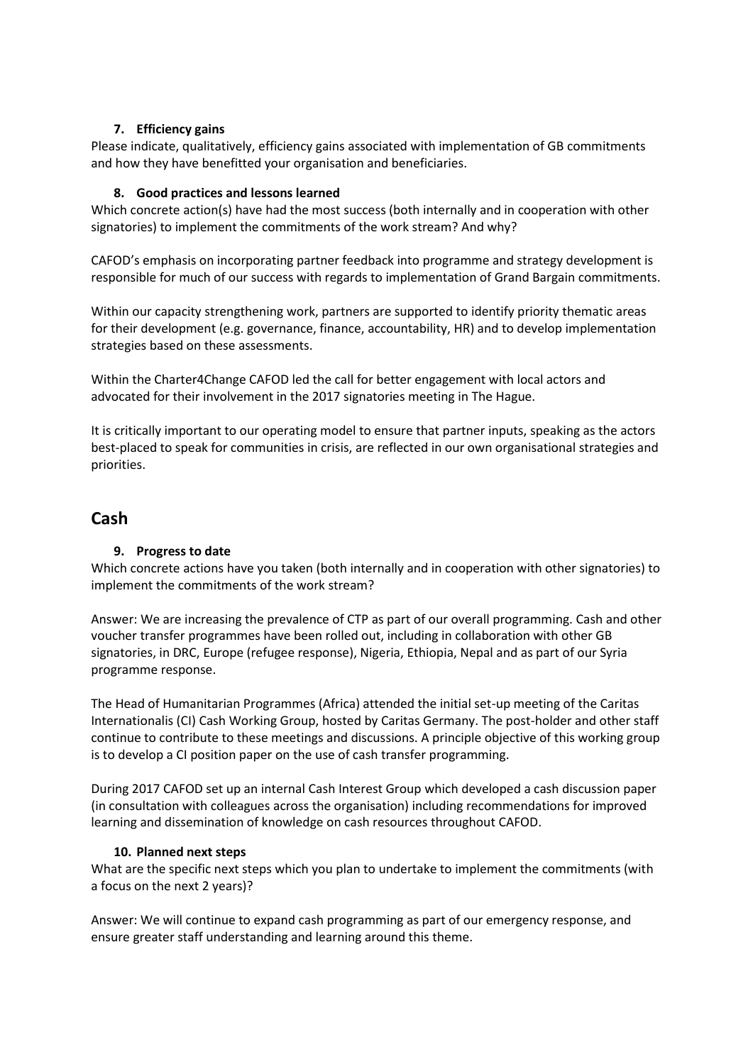#### 7. Efficiency gains

Please indicate, qualitatively, efficiency gains associated with implementation of GB commitments and how they have benefitted your organisation and beneficiaries.

#### 8. Good practices and lessons learned

Which concrete action(s) have had the most success (both internally and in cooperation with other signatories) to implement the commitments of the work stream? And why?

CAFOD's emphasis on incorporating partner feedback into programme and strategy development is responsible for much of our success with regards to implementation of Grand Bargain commitments.

Within our capacity strengthening work, partners are supported to identify priority thematic areas for their development (e.g. governance, finance, accountability, HR) and to develop implementation strategies based on these assessments.

Within the Charter4Change CAFOD led the call for better engagement with local actors and advocated for their involvement in the 2017 signatories meeting in The Hague.

It is critically important to our operating model to ensure that partner inputs, speaking as the actors best-placed to speak for communities in crisis, are reflected in our own organisational strategies and priorities.

## Cash

#### 9. Progress to date

Which concrete actions have you taken (both internally and in cooperation with other signatories) to implement the commitments of the work stream?

Answer: We are increasing the prevalence of CTP as part of our overall programming. Cash and other voucher transfer programmes have been rolled out, including in collaboration with other GB signatories, in DRC, Europe (refugee response), Nigeria, Ethiopia, Nepal and as part of our Syria programme response.

The Head of Humanitarian Programmes (Africa) attended the initial set-up meeting of the Caritas Internationalis (CI) Cash Working Group, hosted by Caritas Germany. The post-holder and other staff continue to contribute to these meetings and discussions. A principle objective of this working group is to develop a CI position paper on the use of cash transfer programming.

During 2017 CAFOD set up an internal Cash Interest Group which developed a cash discussion paper (in consultation with colleagues across the organisation) including recommendations for improved learning and dissemination of knowledge on cash resources throughout CAFOD.

#### 10. Planned next steps

What are the specific next steps which you plan to undertake to implement the commitments (with a focus on the next 2 years)?

Answer: We will continue to expand cash programming as part of our emergency response, and ensure greater staff understanding and learning around this theme.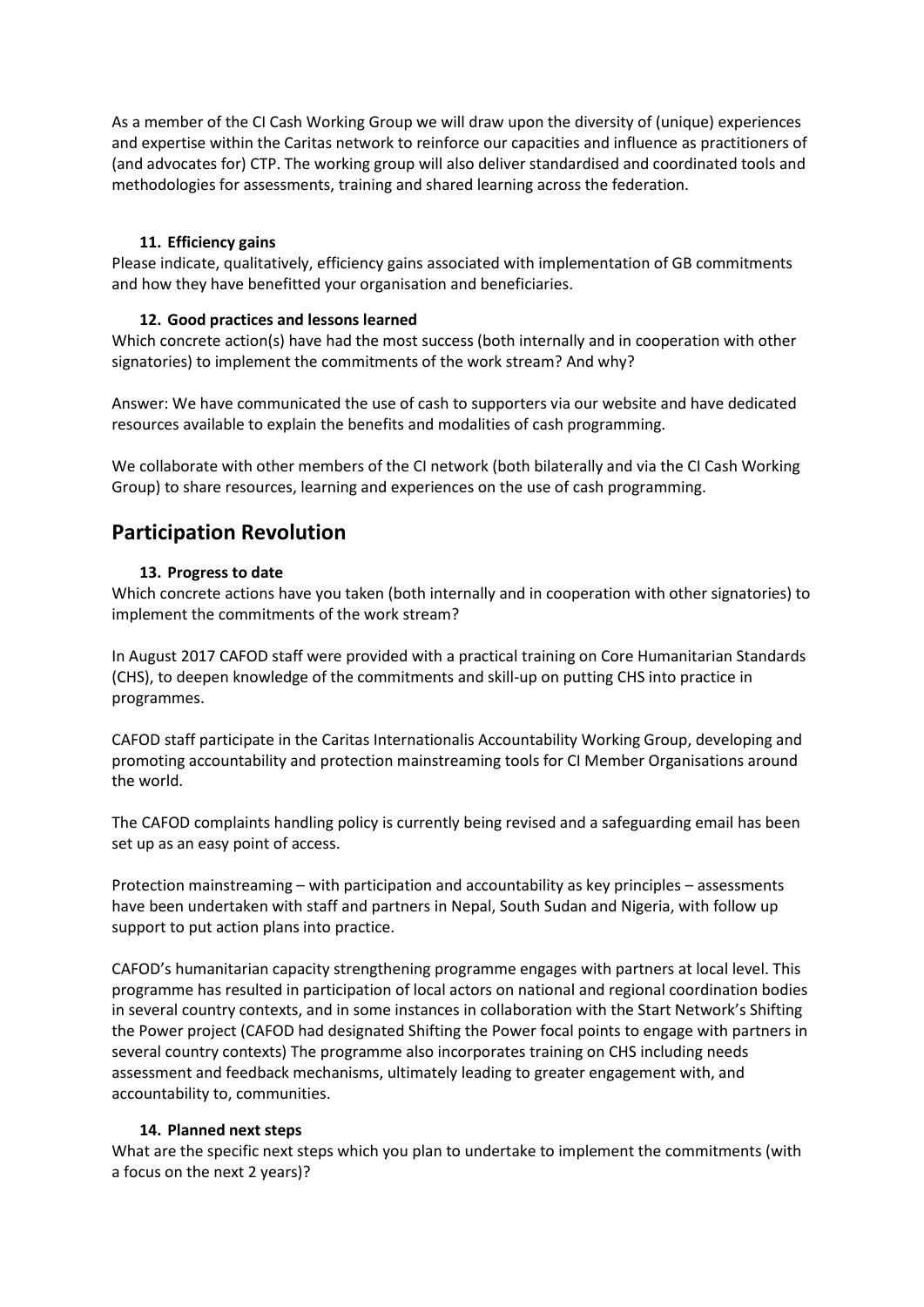As a member of the CI Cash Working Group we will draw upon the diversity of (unique) experiences and expertise within the Caritas network to reinforce our capacities and influence as practitioners of (and advocates for) CTP. The working group will also deliver standardised and coordinated tools and methodologies for assessments, training and shared learning across the federation.

#### 11. Efficiency gains

Please indicate, qualitatively, efficiency gains associated with implementation of GB commitments and how they have benefitted your organisation and beneficiaries.

#### 12. Good practices and lessons learned

Which concrete action(s) have had the most success (both internally and in cooperation with other signatories) to implement the commitments of the work stream? And why?

Answer: We have communicated the use of cash to supporters via our website and have dedicated resources available to explain the benefits and modalities of cash programming.

We collaborate with other members of the CI network (both bilaterally and via the CI Cash Working Group) to share resources, learning and experiences on the use of cash programming.

## Participation Revolution

#### 13. Progress to date

Which concrete actions have you taken (both internally and in cooperation with other signatories) to implement the commitments of the work stream?

In August 2017 CAFOD staff were provided with a practical training on Core Humanitarian Standards (CHS), to deepen knowledge of the commitments and skill-up on putting CHS into practice in programmes.

CAFOD staff participate in the Caritas Internationalis Accountability Working Group, developing and promoting accountability and protection mainstreaming tools for CI Member Organisations around the world.

The CAFOD complaints handling policy is currently being revised and a safeguarding email has been set up as an easy point of access.

Protection mainstreaming – with participation and accountability as key principles – assessments have been undertaken with staff and partners in Nepal, South Sudan and Nigeria, with follow up support to put action plans into practice.

CAFOD's humanitarian capacity strengthening programme engages with partners at local level. This programme has resulted in participation of local actors on national and regional coordination bodies in several country contexts, and in some instances in collaboration with the Start Network's Shifting the Power project (CAFOD had designated Shifting the Power focal points to engage with partners in several country contexts) The programme also incorporates training on CHS including needs assessment and feedback mechanisms, ultimately leading to greater engagement with, and accountability to, communities.

#### 14. Planned next steps

What are the specific next steps which you plan to undertake to implement the commitments (with a focus on the next 2 years)?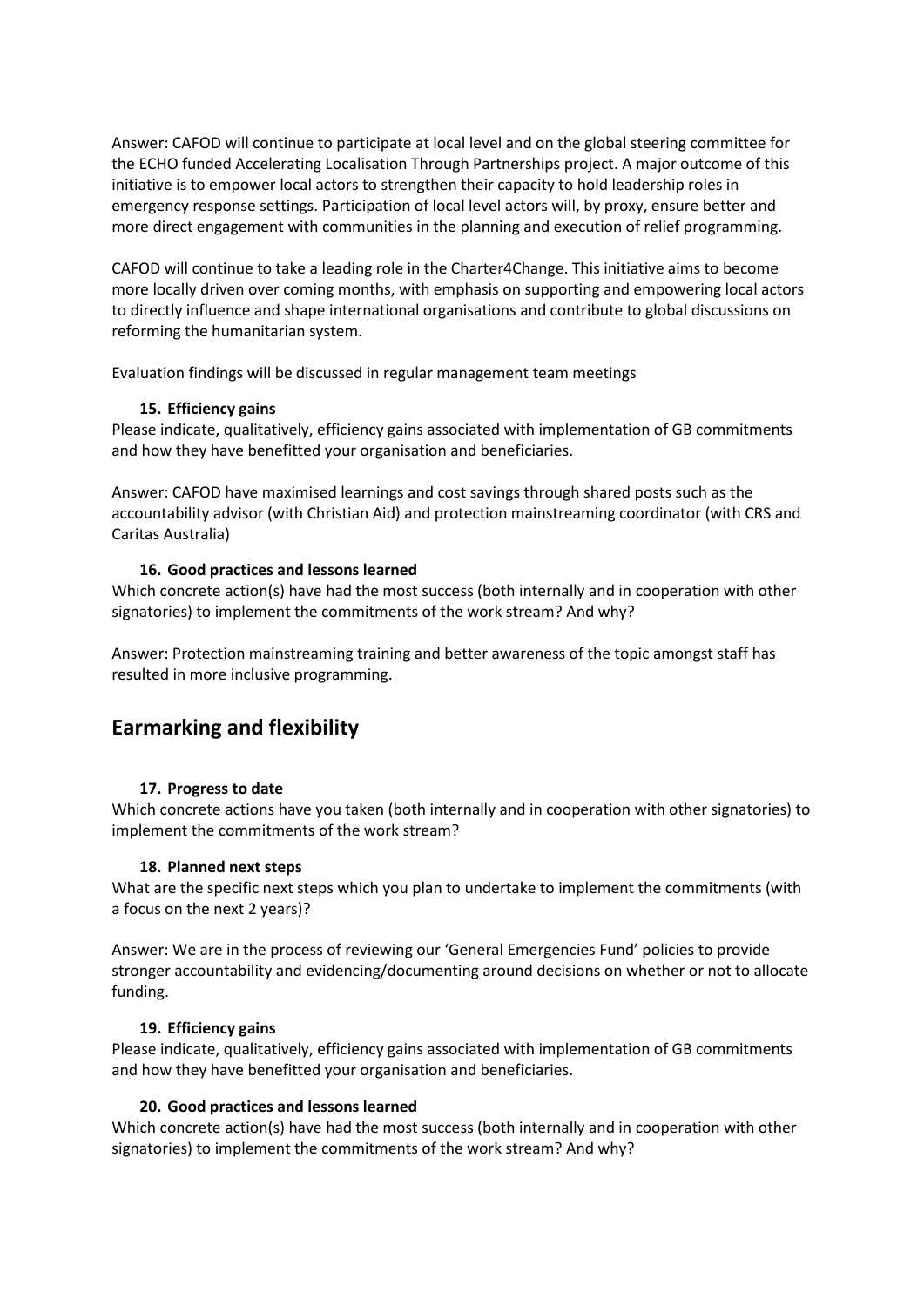Answer: CAFOD will continue to participate at local level and on the global steering committee for the ECHO funded Accelerating Localisation Through Partnerships project. A major outcome of this initiative is to empower local actors to strengthen their capacity to hold leadership roles in emergency response settings. Participation of local level actors will, by proxy, ensure better and more direct engagement with communities in the planning and execution of relief programming.

CAFOD will continue to take a leading role in the Charter4Change. This initiative aims to become more locally driven over coming months, with emphasis on supporting and empowering local actors to directly influence and shape international organisations and contribute to global discussions on reforming the humanitarian system.

Evaluation findings will be discussed in regular management team meetings

#### 15. Efficiency gains

Please indicate, qualitatively, efficiency gains associated with implementation of GB commitments and how they have benefitted your organisation and beneficiaries.

Answer: CAFOD have maximised learnings and cost savings through shared posts such as the accountability advisor (with Christian Aid) and protection mainstreaming coordinator (with CRS and Caritas Australia)

#### 16. Good practices and lessons learned

Which concrete action(s) have had the most success (both internally and in cooperation with other signatories) to implement the commitments of the work stream? And why?

Answer: Protection mainstreaming training and better awareness of the topic amongst staff has resulted in more inclusive programming.

## Earmarking and flexibility

#### 17. Progress to date

Which concrete actions have you taken (both internally and in cooperation with other signatories) to implement the commitments of the work stream?

#### 18. Planned next steps

What are the specific next steps which you plan to undertake to implement the commitments (with a focus on the next 2 years)?

Answer: We are in the process of reviewing our 'General Emergencies Fund' policies to provide stronger accountability and evidencing/documenting around decisions on whether or not to allocate funding.

#### 19. Efficiency gains

Please indicate, qualitatively, efficiency gains associated with implementation of GB commitments and how they have benefitted your organisation and beneficiaries.

#### 20. Good practices and lessons learned

Which concrete action(s) have had the most success (both internally and in cooperation with other signatories) to implement the commitments of the work stream? And why?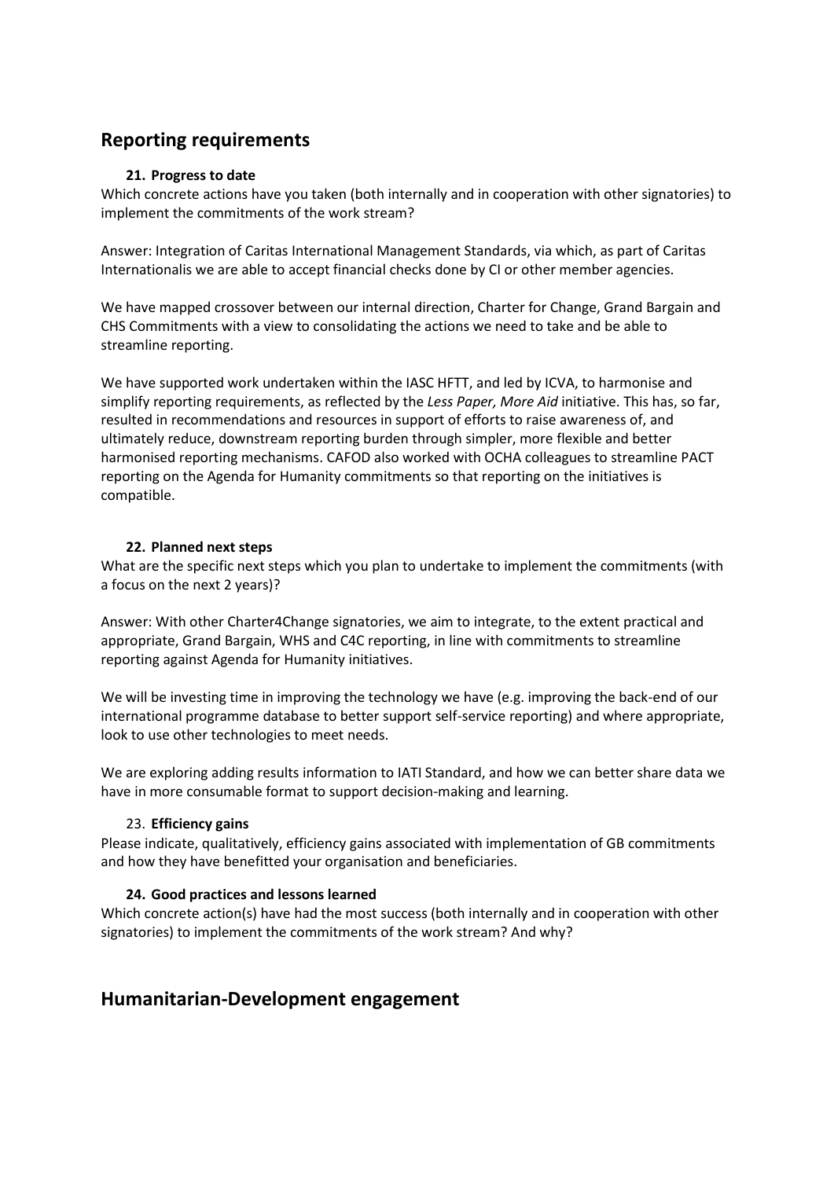## Reporting requirements

#### 21. Progress to date

Which concrete actions have you taken (both internally and in cooperation with other signatories) to implement the commitments of the work stream?

Answer: Integration of Caritas International Management Standards, via which, as part of Caritas Internationalis we are able to accept financial checks done by CI or other member agencies.

We have mapped crossover between our internal direction, Charter for Change, Grand Bargain and CHS Commitments with a view to consolidating the actions we need to take and be able to streamline reporting.

We have supported work undertaken within the IASC HFTT, and led by ICVA, to harmonise and simplify reporting requirements, as reflected by the *Less Paper, More Aid* initiative. This has, so far, resulted in recommendations and resources in support of efforts to raise awareness of, and ultimately reduce, downstream reporting burden through simpler, more flexible and better harmonised reporting mechanisms. CAFOD also worked with OCHA colleagues to streamline PACT reporting on the Agenda for Humanity commitments so that reporting on the initiatives is compatible.

#### 22. Planned next steps

What are the specific next steps which you plan to undertake to implement the commitments (with a focus on the next 2 years)?

Answer: With other Charter4Change signatories, we aim to integrate, to the extent practical and appropriate, Grand Bargain, WHS and C4C reporting, in line with commitments to streamline reporting against Agenda for Humanity initiatives.

We will be investing time in improving the technology we have (e.g. improving the back-end of our international programme database to better support self-service reporting) and where appropriate, look to use other technologies to meet needs.

We are exploring adding results information to IATI Standard, and how we can better share data we have in more consumable format to support decision-making and learning.

#### 23. Efficiency gains

Please indicate, qualitatively, efficiency gains associated with implementation of GB commitments and how they have benefitted your organisation and beneficiaries.

#### 24. Good practices and lessons learned

Which concrete action(s) have had the most success (both internally and in cooperation with other signatories) to implement the commitments of the work stream? And why?

## Humanitarian-Development engagement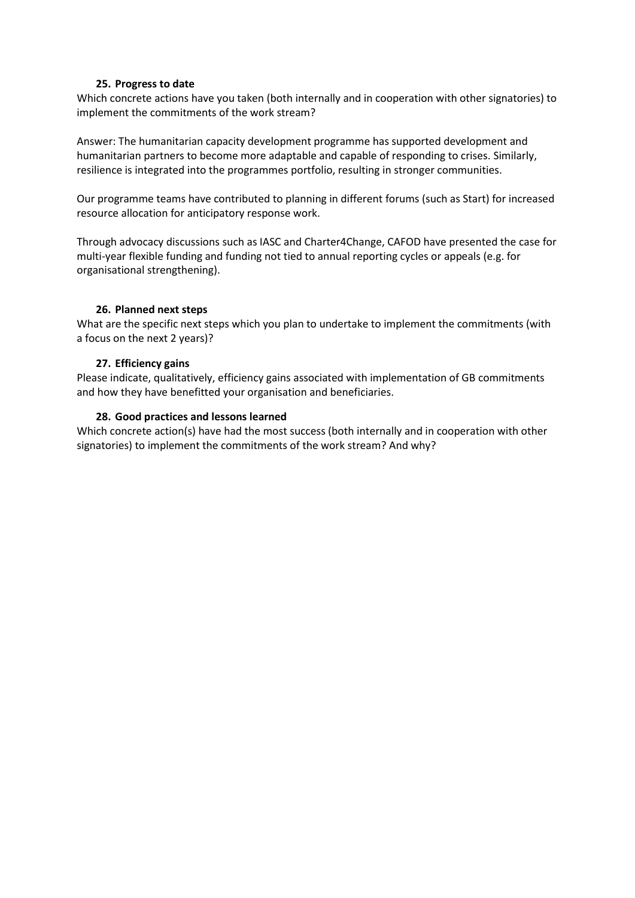#### 25. Progress to date

Which concrete actions have you taken (both internally and in cooperation with other signatories) to implement the commitments of the work stream?

Answer: The humanitarian capacity development programme has supported development and humanitarian partners to become more adaptable and capable of responding to crises. Similarly, resilience is integrated into the programmes portfolio, resulting in stronger communities.

Our programme teams have contributed to planning in different forums (such as Start) for increased resource allocation for anticipatory response work.

Through advocacy discussions such as IASC and Charter4Change, CAFOD have presented the case for multi-year flexible funding and funding not tied to annual reporting cycles or appeals (e.g. for organisational strengthening).

#### 26. Planned next steps

What are the specific next steps which you plan to undertake to implement the commitments (with a focus on the next 2 years)?

#### 27. Efficiency gains

Please indicate, qualitatively, efficiency gains associated with implementation of GB commitments and how they have benefitted your organisation and beneficiaries.

#### 28. Good practices and lessons learned

Which concrete action(s) have had the most success (both internally and in cooperation with other signatories) to implement the commitments of the work stream? And why?